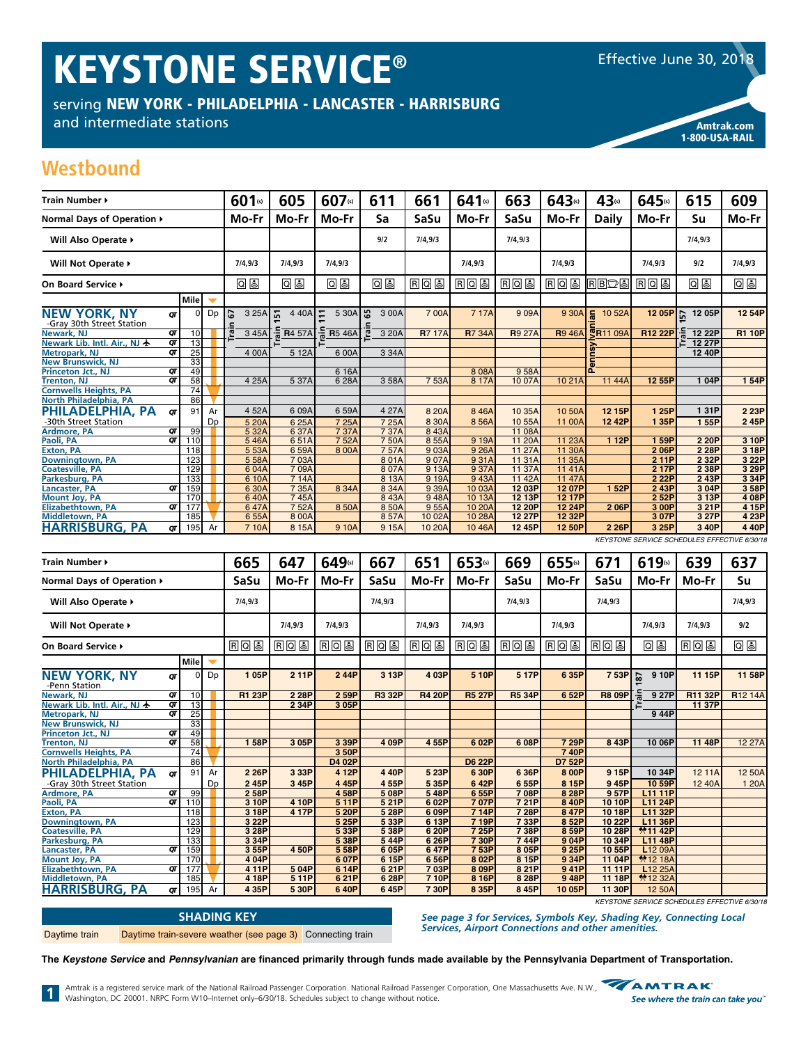# KEYSTONE SERVICE®

Effective June 30, 2018

serving **NEW YORK - PHILADELPHIA - LANCASTER - HARRISBURG** and intermediate stations

Amtrak.com
1-800-USA-RAIL

## Westbound

| Train Number ▸ | Mile | | 601(s) | 605 | 607(s) | 611 | 661 | 641(s) | 663 | 643(s) | 43(s) | 645(s) | 615 | 609 |
|---|---|---|---|---|---|---|---|---|---|---|---|---|---|---|
| Normal Days of Operation ▸ | | | Mo-Fr | Mo-Fr | Mo-Fr | Sa | SaSu | Mo-Fr | SaSu | Mo-Fr | Daily | Mo-Fr | Su | Mo-Fr |
| Will Also Operate ▸ | | | | | | 9/2 | 7/4,9/3 | | 7/4,9/3 | | | | 7/4,9/3 | |
| Will Not Operate ▸ | | | 7/4,9/3 | 7/4,9/3 | 7/4,9/3 | | | 7/4,9/3 | | 7/4,9/3 | | 7/4,9/3 | 9/2 | 7/4,9/3 |
| On Board Service ▸ | | | Q | Q | Q | Q | R Q | R Q | R Q | R Q | R B | R Q | Q | Q |
| **NEW YORK, NY** -Gray 30th Street Station | 0 | Dp | Train 67 3 25A | Train 151 4 40A | Train 111 5 30A | Train 65 3 00A | 7 00A | 7 17A | 9 09A | 9 30A | Pennsylvanian 10 52A | 12 05P | Train 157 12 05P | 12 54P |
| Newark, NJ | 10 | | 3 45A | R4 57A | R5 46A | 3 20A | R7 17A | R7 34A | R9 27A | R9 46A | R11 09A | R12 22P | 12 22P | R1 10P |
| Newark Lib. Intl. Air., NJ ✈ | 13 | | | | | | | | | | | | 12 27P | |
| Metropark, NJ | 25 | | 4 00A | 5 12A | | 3 34A | | | | | | | 12 40P | |
| New Brunswick, NJ | 33 | | | | | | | | | | | | | |
| Princeton Jct., NJ | 49 | | | | 6 16A | | | 8 08A | 9 58A | | | | | |
| Trenton, NJ | 58 | | 4 25A | 5 37A | 6 28A | 3 58A | 7 53A | 8 17A | 10 07A | 10 21A | 11 44A | 12 55P | 1 04P | 1 54P |
| Cornwells Heights, PA | 74 | | | | | | | | | | | | | |
| North Philadelphia, PA | 86 | | | | | | | | | | | | | |
| **PHILADELPHIA, PA** | 91 | Ar | 4 52A | 6 09A | 6 59A | 4 27A | 8 20A | 8 46A | 10 35A | 10 50A | 12 15P | 1 25P | 1 31P | 2 23P |
| -30th Street Station | | Dp | 5 20A | 6 25A | 7 25A | 7 25A | 8 30A | 8 56A | 10 55A | 11 00A | 12 42P | 1 35P | 1 55P | 2 45P |
| Ardmore, PA | 99 | | 5 32A | 6 37A | 7 37A | 7 37A | 8 43A | | 11 08A | | | | | |
| Paoli, PA | 110 | | 5 46A | 6 51A | 7 52A | 7 50A | 8 55A | 9 19A | 11 20A | 11 23A | 1 12P | 1 59P | 2 20P | 3 10P |
| Exton, PA | 118 | | 5 53A | 6 59A | 8 00A | 7 57A | 9 03A | 9 26A | 11 27A | 11 30A | | 2 06P | 2 28P | 3 18P |
| Downingtown, PA | 123 | | 5 58A | 7 03A | | 8 01A | 9 07A | 9 31A | 11 31A | 11 35A | | 2 11P | 2 32P | 3 22P |
| Coatesville, PA | 129 | | 6 04A | 7 09A | | 8 07A | 9 13A | 9 37A | 11 37A | 11 41A | | 2 17P | 2 38P | 3 29P |
| Parkesburg, PA | 133 | | 6 10A | 7 14A | | 8 13A | 9 19A | 9 43A | 11 42A | 11 47A | | 2 22P | 2 43P | 3 34P |
| Lancaster, PA | 159 | | 6 30A | 7 35A | 8 34A | 8 34A | 9 39A | 10 03A | 12 03P | 12 07P | 1 52P | 2 43P | 3 04P | 3 58P |
| Mount Joy, PA | 170 | | 6 40A | 7 45A | | 8 43A | 9 48A | 10 13A | 12 13P | 12 17P | | 2 52P | 3 13P | 4 08P |
| Elizabethtown, PA | 177 | | 6 47A | 7 52A | 8 50A | 8 50A | 9 55A | 10 20A | 12 20P | 12 24P | 2 06P | 3 00P | 3 21P | 4 15P |
| Middletown, PA | 185 | | 6 55A | 8 00A | | 8 57A | 10 02A | 10 28A | 12 27P | 12 32P | | 3 07P | 3 27P | 4 23P |
| **HARRISBURG, PA** | 195 | Ar | 7 10A | 8 15A | 9 10A | 9 15A | 10 20A | 10 46A | 12 45P | 12 50P | 2 26P | 3 25P | 3 40P | 4 40P |

*KEYSTONE SERVICE SCHEDULES EFFECTIVE 6/30/18*

| Train Number ▸ | Mile | | 665 | 647 | 649(s) | 667 | 651 | 653(s) | 669 | 655(s) | 671 | 619(s) | 639 | 637 |
|---|---|---|---|---|---|---|---|---|---|---|---|---|---|---|
| Normal Days of Operation ▸ | | | SaSu | Mo-Fr | Mo-Fr | SaSu | Mo-Fr | Mo-Fr | SaSu | Mo-Fr | SaSu | Mo-Fr | Mo-Fr | Su |
| Will Also Operate ▸ | | | 7/4,9/3 | | | 7/4,9/3 | | | 7/4,9/3 | | 7/4,9/3 | | | 7/4,9/3 |
| Will Not Operate ▸ | | | | 7/4,9/3 | 7/4,9/3 | | 7/4,9/3 | 7/4,9/3 | | 7/4,9/3 | | 7/4,9/3 | 7/4,9/3 | 9/2 |
| On Board Service ▸ | | | R Q | R Q | R Q | R Q | R Q | R Q | R Q | R Q | R Q | Q | R Q | Q |
| **NEW YORK, NY** -Penn Station | 0 | Dp | 1 05P | 2 11P | 2 44P | 3 13P | 4 03P | 5 10P | 5 17P | 6 35P | 7 53P | Train 187 9 10P | 11 15P | 11 58P |
| Newark, NJ | 10 | | R1 23P | 2 28P | 2 59P | R3 32P | R4 20P | R5 27P | R5 34P | 6 52P | R8 09P | 9 27P | R11 32P | R12 14A |
| Newark Lib. Intl. Air., NJ ✈ | 13 | | | 2 34P | 3 05P | | | | | | | | 11 37P | |
| Metropark, NJ | 25 | | | | | | | | | | | 9 44P | | |
| New Brunswick, NJ | 33 | | | | | | | | | | | | | |
| Princeton Jct., NJ | 49 | | | | | | | | | | | | | |
| Trenton, NJ | 58 | | 1 58P | 3 05P | 3 39P | 4 09P | 4 55P | 6 02P | 6 08P | 7 29P | 8 43P | 10 06P | 11 48P | 12 27A |
| Cornwells Heights, PA | 74 | | | | 3 50P | | | | | 7 40P | | | | |
| North Philadelphia, PA | 86 | | | | D4 02P | | | D6 22P | | D7 52P | | | | |
| **PHILADELPHIA, PA** | 91 | Ar | 2 26P | 3 33P | 4 12P | 4 40P | 5 23P | 6 30P | 6 36P | 8 00P | 9 15P | 10 34P | 12 11A | 12 50A |
| -Gray 30th Street Station | | Dp | 2 45P | 3 45P | 4 45P | 4 55P | 5 35P | 6 42P | 6 55P | 8 15P | 9 45P | 10 59P | 12 40A | 1 20A |
| Ardmore, PA | 99 | | 2 58P | | 4 58P | 5 08P | 5 48P | 6 55P | 7 08P | 8 28P | 9 57P | L11 11P | | |
| Paoli, PA | 110 | | 3 10P | 4 10P | 5 11P | 5 21P | 6 02P | 7 07P | 7 21P | 8 40P | 10 10P | L11 24P | | |
| Exton, PA | 118 | | 3 18P | 4 17P | 5 20P | 5 28P | 6 09P | 7 14P | 7 28P | 8 47P | 10 18P | L11 32P | | |
| Downingtown, PA | 123 | | 3 22P | | 5 25P | 5 33P | 6 13P | 7 19P | 7 33P | 8 52P | 10 22P | L11 36P | | |
| Coatesville, PA | 129 | | 3 28P | | 5 33P | 5 38P | 6 20P | 7 25P | 7 38P | 8 59P | 10 28P | ✱11 42P | | |
| Parkesburg, PA | 133 | | 3 34P | | 5 38P | 5 44P | 6 26P | 7 30P | 7 44P | 9 04P | 10 34P | L11 48P | | |
| Lancaster, PA | 159 | | 3 55P | 4 50P | 5 58P | 6 05P | 6 47P | 7 53P | 8 05P | 9 25P | 10 55P | L12 09A | | |
| Mount Joy, PA | 170 | | 4 04P | | 6 07P | 6 15P | 6 56P | 8 02P | 8 15P | 9 34P | 11 04P | ✱12 18A | | |
| Elizabethtown, PA | 177 | | 4 11P | 5 04P | 6 14P | 6 21P | 7 03P | 8 09P | 8 21P | 9 41P | 11 11P | L12 25A | | |
| Middletown, PA | 185 | | 4 18P | 5 11P | 6 21P | 6 28P | 7 10P | 8 16P | 8 28P | 9 48P | 11 18P | ✱12 32A | | |
| **HARRISBURG, PA** | 195 | Ar | 4 35P | 5 30P | 6 40P | 6 45P | 7 30P | 8 35P | 8 45P | 10 05P | 11 30P | 12 50A | | |

*KEYSTONE SERVICE SCHEDULES EFFECTIVE 6/30/18*

| SHADING KEY | | |
|---|---|---|
| Daytime train | Daytime train-severe weather (see page 3) | Connecting train |

*See page 3 for Services, Symbols Key, Shading Key, Connecting Local Services, Airport Connections and other amenities.*

**The *Keystone Service* and *Pennsylvanian* are financed primarily through funds made available by the Pennsylvania Department of Transportation.**

Amtrak is a registered service mark of the National Railroad Passenger Corporation. National Railroad Passenger Corporation, One Massachusetts Ave. N.W., Washington, DC 20001. NRPC Form W10–Internet only–6/30/18. Schedules subject to change without notice.

AMTRAK — See where the train can take you™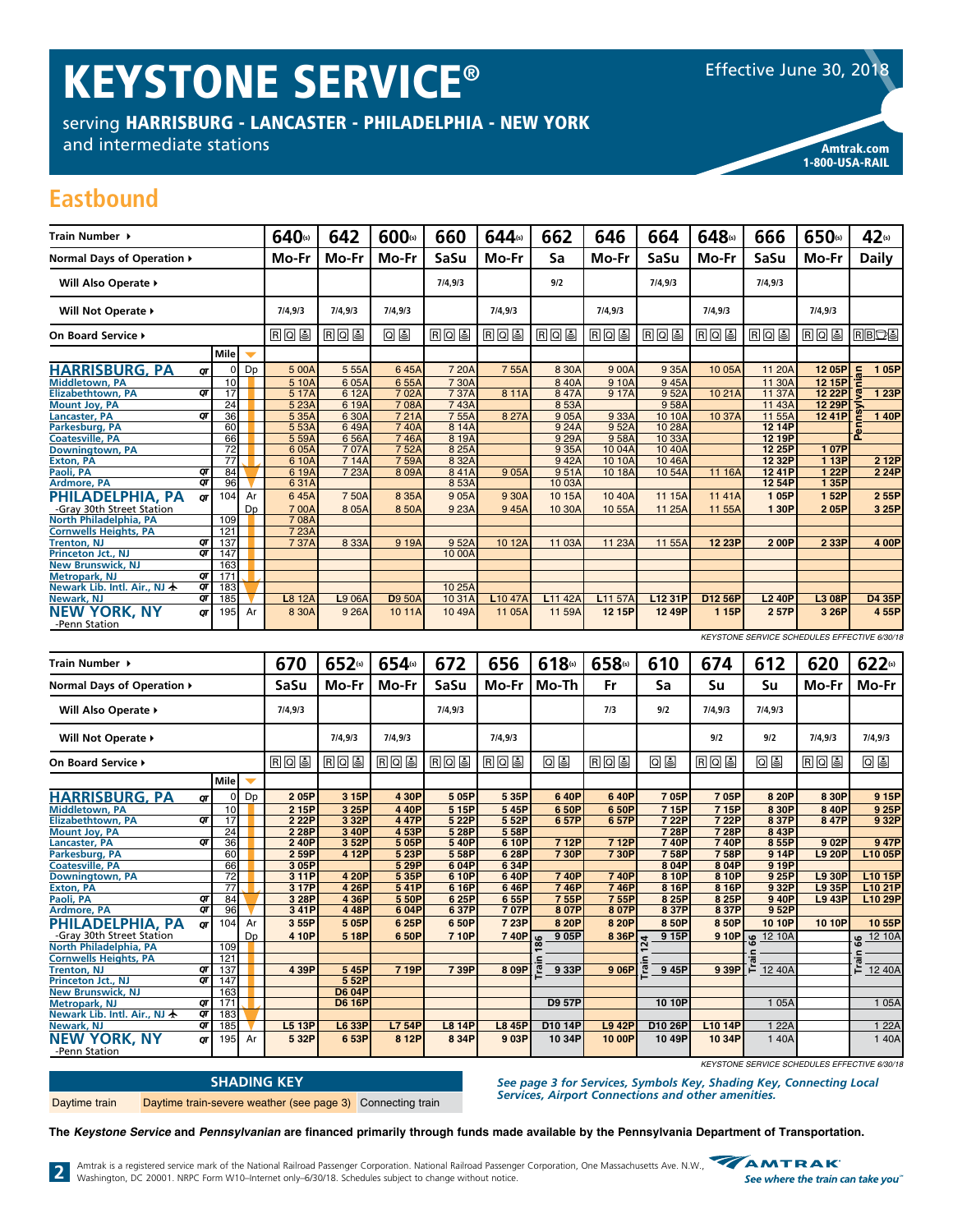# KEYSTONE SERVICE®

serving **HARRISBURG - LANCASTER - PHILADELPHIA - NEW YORK**
and intermediate stations

Effective June 30, 2018

**Amtrak.com**
**1-800-USA-RAIL**

## Eastbound

| Train Number ▸ | | | | 640 (s) | 642 | 600 (s) | 660 | 644 (s) | 662 | 646 | 664 | 648 (s) | 666 | 650 (s) | 42 (s) |
|---|---|---|---|---|---|---|---|---|---|---|---|---|---|---|---|
| Normal Days of Operation ▸ | | | | Mo-Fr | Mo-Fr | Mo-Fr | SaSu | Mo-Fr | Sa | Mo-Fr | SaSu | Mo-Fr | SaSu | Mo-Fr | Daily |
| Will Also Operate ▸ | | | | | | | 7/4,9/3 | | 9/2 | | 7/4,9/3 | | 7/4,9/3 | | |
| Will Not Operate ▸ | | | | 7/4,9/3 | 7/4,9/3 | 7/4,9/3 | | 7/4,9/3 | | 7/4,9/3 | | 7/4,9/3 | | 7/4,9/3 | |
| On Board Service ▸ | | | | R Q ☕ | R Q ☕ | Q ☕ | R Q ☕ | R Q ☕ | R Q ☕ | R Q ☕ | R Q ☕ | R Q ☕ | R Q ☕ | R Q ☕ | R B ▢ ☕ |
| | | Mile | | | | | | | | | | | | | Pennsylvanian |
| **HARRISBURG, PA** | QT | 0 | Dp | 5 00A | 5 55A | 6 45A | 7 20A | 7 55A | 8 30A | 9 00A | 9 35A | 10 05A | 11 20A | 12 05P | 1 05P |
| Middletown, PA | | 10 | | 5 10A | 6 05A | 6 55A | 7 30A | | 8 40A | 9 10A | 9 45A | | 11 30A | 12 15P | |
| Elizabethtown, PA | QT | 17 | | 5 17A | 6 12A | 7 02A | 7 37A | 8 11A | 8 47A | 9 17A | 9 52A | 10 21A | 11 37A | 12 22P | 1 23P |
| Mount Joy, PA | | 24 | | 5 23A | 6 19A | 7 08A | 7 43A | | 8 53A | | 9 58A | | 11 43A | 12 29P | |
| Lancaster, PA | QT | 36 | | 5 35A | 6 30A | 7 21A | 7 55A | 8 27A | 9 05A | 9 33A | 10 10A | 10 37A | 11 55A | 12 41P | 1 40P |
| Parkesburg, PA | | 60 | | 5 53A | 6 49A | 7 40A | 8 14A | | 9 24A | 9 52A | 10 28A | | 12 14P | | |
| Coatesville, PA | | 66 | | 5 59A | 6 56A | 7 46A | 8 19A | | 9 29A | 9 58A | 10 33A | | 12 19P | | |
| Downingtown, PA | | 72 | | 6 05A | 7 07A | 7 52A | 8 25A | | 9 35A | 10 04A | 10 40A | | 12 25P | 1 07P | |
| Exton, PA | | 77 | | 6 10A | 7 14A | 7 59A | 8 32A | | 9 42A | 10 10A | 10 46A | | 12 32P | 1 13P | 2 12P |
| Paoli, PA | QT | 84 | | 6 19A | 7 23A | 8 09A | 8 41A | 9 05A | 9 51A | 10 18A | 10 54A | 11 16A | 12 41P | 1 22P | 2 24P |
| Ardmore, PA | QT | 96 | | 6 31A | | | 8 53A | | 10 03A | | | | 12 54P | 1 35P | |
| **PHILADELPHIA, PA** | QT | 104 | Ar | 6 45A | 7 50A | 8 35A | 9 05A | 9 30A | 10 15A | 10 40A | 11 15A | 11 41A | 1 05P | 1 52P | 2 55P |
| -Gray 30th Street Station | | | Dp | 7 00A | 8 05A | 8 50A | 9 23A | 9 45A | 10 30A | 10 55A | 11 25A | 11 55A | 1 30P | 2 05P | 3 25P |
| North Philadelphia, PA | | 109 | | 7 08A | | | | | | | | | | | |
| Cornwells Heights, PA | | 121 | | 7 23A | | | | | | | | | | | |
| Trenton, NJ | QT | 137 | | 7 37A | 8 33A | 9 19A | 9 52A | 10 12A | 11 03A | 11 23A | 11 55A | 12 23P | 2 00P | 2 33P | 4 00P |
| Princeton Jct., NJ | QT | 147 | | | | | 10 00A | | | | | | | | |
| New Brunswick, NJ | | 163 | | | | | | | | | | | | | |
| Metropark, NJ | QT | 171 | | | | | | | | | | | | | |
| Newark Lib. Intl. Air., NJ ✈ | QT | 183 | | | | | 10 25A | | | | | | | | |
| Newark, NJ | QT | 185 | | L8 12A | L9 06A | D9 50A | 10 31A | L10 47A | L11 42A | L11 57A | L12 31P | D12 56P | L2 40P | L3 08P | D4 35P |
| **NEW YORK, NY** -Penn Station | QT | 195 | Ar | 8 30A | 9 26A | 10 11A | 10 49A | 11 05A | 11 59A | 12 15P | 12 49P | 1 15P | 2 57P | 3 26P | 4 55P |

*KEYSTONE SERVICE SCHEDULES EFFECTIVE 6/30/18*

| Train Number ▸ | | | | 670 | 652 (s) | 654 (s) | 672 | 656 | 618 (s) | 658 (s) | 610 | 674 | 612 | 620 | 622 (s) |
|---|---|---|---|---|---|---|---|---|---|---|---|---|---|---|---|
| Normal Days of Operation ▸ | | | | SaSu | Mo-Fr | Mo-Fr | SaSu | Mo-Fr | Mo-Th | Fr | Sa | Su | Su | Mo-Fr | Mo-Fr |
| Will Also Operate ▸ | | | | 7/4,9/3 | | | 7/4,9/3 | | | 7/3 | 9/2 | 7/4,9/3 | 7/4,9/3 | | |
| Will Not Operate ▸ | | | | | 7/4,9/3 | 7/4,9/3 | | 7/4,9/3 | | | | 9/2 | 9/2 | 7/4,9/3 | 7/4,9/3 |
| On Board Service ▸ | | | | R Q ☕ | R Q ☕ | R Q ☕ | R Q ☕ | R Q ☕ | Q ☕ | R Q ☕ | Q ☕ | R Q ☕ | Q ☕ | R Q ☕ | Q ☕ |
| | | Mile | | | | | | | | | | | | | |
| **HARRISBURG, PA** | QT | 0 | Dp | 2 05P | 3 15P | 4 30P | 5 05P | 5 35P | 6 40P | 6 40P | 7 05P | 7 05P | 8 20P | 8 30P | 9 15P |
| Middletown, PA | | 10 | | 2 15P | 3 25P | 4 40P | 5 15P | 5 45P | 6 50P | 6 50P | 7 15P | 7 15P | 8 30P | 8 40P | 9 25P |
| Elizabethtown, PA | QT | 17 | | 2 22P | 3 32P | 4 47P | 5 22P | 5 52P | 6 57P | 6 57P | 7 22P | 7 22P | 8 37P | 8 47P | 9 32P |
| Mount Joy, PA | | 24 | | 2 28P | 3 40P | 4 53P | 5 28P | 5 58P | | | 7 28P | 7 28P | 8 43P | | |
| Lancaster, PA | QT | 36 | | 2 40P | 3 52P | 5 05P | 5 40P | 6 10P | 7 12P | 7 12P | 7 40P | 7 40P | 8 55P | 9 02P | 9 47P |
| Parkesburg, PA | | 60 | | 2 59P | 4 12P | 5 23P | 5 58P | 6 28P | 7 30P | 7 30P | 7 58P | 7 58P | 9 14P | L9 20P | L10 05P |
| Coatesville, PA | | 66 | | 3 05P | | 5 29P | 6 04P | 6 34P | | | 8 04P | 8 04P | 9 19P | | |
| Downingtown, PA | | 72 | | 3 11P | 4 20P | 5 35P | 6 10P | 6 40P | 7 40P | 7 40P | 8 10P | 8 10P | 9 25P | L9 30P | L10 15P |
| Exton, PA | | 77 | | 3 17P | 4 26P | 5 41P | 6 16P | 6 46P | 7 46P | 7 46P | 8 16P | 8 16P | 9 32P | L9 35P | L10 21P |
| Paoli, PA | QT | 84 | | 3 28P | 4 36P | 5 50P | 6 25P | 6 55P | 7 55P | 7 55P | 8 25P | 8 25P | 9 40P | L9 43P | L10 29P |
| Ardmore, PA | QT | 96 | | 3 41P | 4 48P | 6 04P | 6 37P | 7 07P | 8 07P | 8 07P | 8 37P | 8 37P | 9 52P | | |
| **PHILADELPHIA, PA** | QT | 104 | Ar | 3 55P | 5 05P | 6 25P | 6 50P | 7 23P | 8 20P | 8 20P | 8 50P | 8 50P | 10 10P | 10 10P | 10 55P |
| -Gray 30th Street Station | | | Dp | 4 10P | 5 18P | 6 50P | 7 10P | 7 40P | Train 186: 9 05P | 8 36P | Train 124: 9 15P | 9 10P | Train 66: 12 10A | | Train 66: 12 10A |
| North Philadelphia, PA | | 109 | | | | | | | | | | | | | |
| Cornwells Heights, PA | | 121 | | | | | | | | | | | | | |
| Trenton, NJ | QT | 137 | | 4 39P | 5 45P | 7 19P | 7 39P | 8 09P | 9 33P | 9 06P | 9 45P | 9 39P | 12 40A | | 12 40A |
| Princeton Jct., NJ | QT | 147 | | | 5 52P | | | | | | | | | | |
| New Brunswick, NJ | | 163 | | | D6 04P | | | | | | | | | | |
| Metropark, NJ | QT | 171 | | | D6 16P | | | | D9 57P | | 10 10P | | 1 05A | | 1 05A |
| Newark Lib. Intl. Air., NJ ✈ | QT | 183 | | | | | | | | | | | | | |
| Newark, NJ | QT | 185 | | L5 13P | L6 33P | L7 54P | L8 14P | L8 45P | D10 14P | L9 42P | D10 26P | L10 14P | 1 22A | | 1 22A |
| **NEW YORK, NY** -Penn Station | QT | 195 | Ar | 5 32P | 6 53P | 8 12P | 8 34P | 9 03P | 10 34P | 10 00P | 10 49P | 10 34P | 1 40A | | 1 40A |

*KEYSTONE SERVICE SCHEDULES EFFECTIVE 6/30/18*

| SHADING KEY | | |
|---|---|---|
| Daytime train | Daytime train-severe weather (see page 3) | Connecting train |

*See page 3 for Services, Symbols Key, Shading Key, Connecting Local Services, Airport Connections and other amenities.*

**The *Keystone Service* and *Pennsylvanian* are financed primarily through funds made available by the Pennsylvania Department of Transportation.**

Amtrak is a registered service mark of the National Railroad Passenger Corporation. National Railroad Passenger Corporation, One Massachusetts Ave. N.W., Washington, DC 20001. NRPC Form W10–Internet only–6/30/18. Schedules subject to change without notice.

AMTRAK — *See where the train can take you™*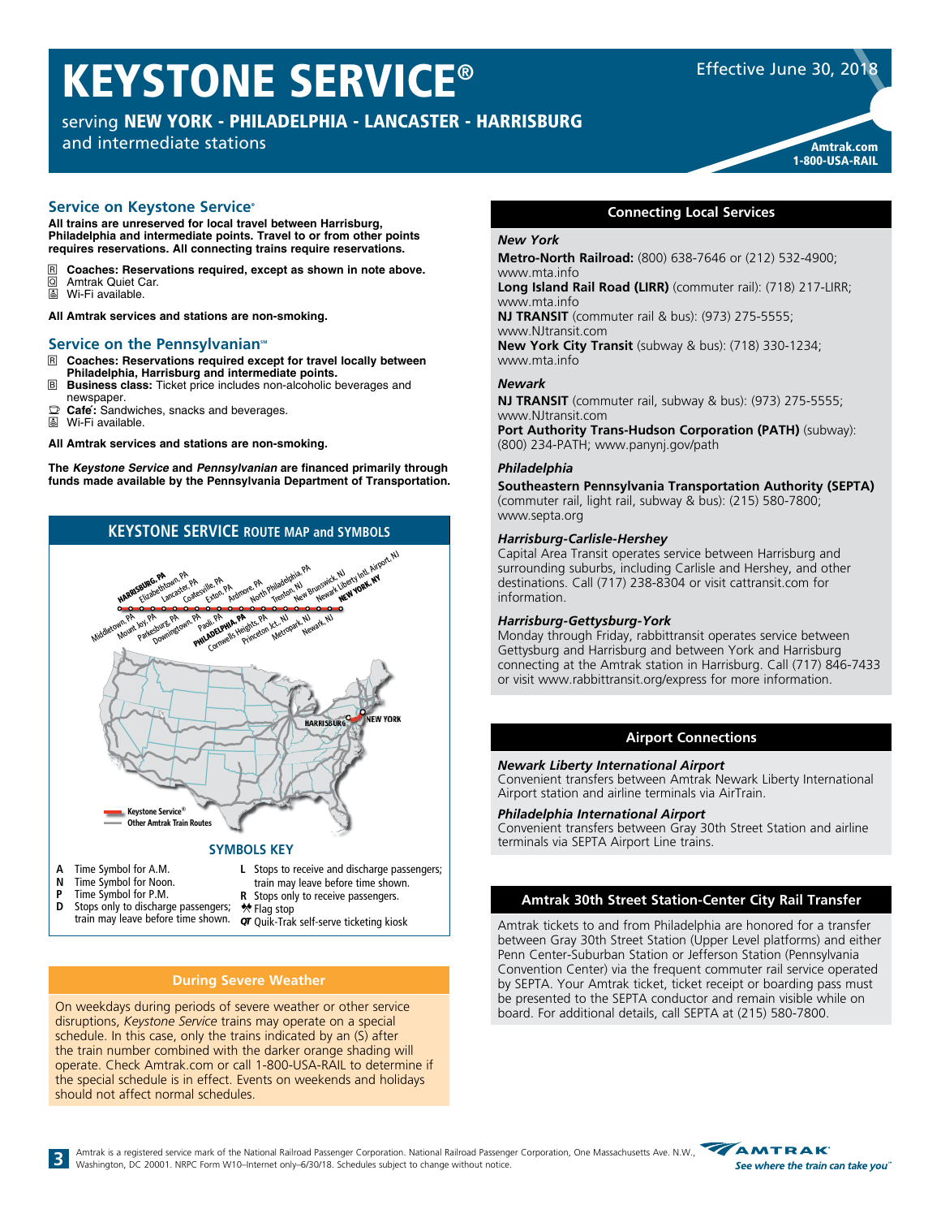# KEYSTONE SERVICE®

serving **NEW YORK - PHILADELPHIA - LANCASTER - HARRISBURG** and intermediate stations

Effective June 30, 2018

**Amtrak.com**
**1-800-USA-RAIL**

## Service on Keystone Service®

**All trains are unreserved for local travel between Harrisburg, Philadelphia and intermediate points. Travel to or from other points requires reservations. All connecting trains require reservations.**

- R **Coaches: Reservations required, except as shown in note above.**
- Q Amtrak Quiet Car.
- Wi-Fi available.

**All Amtrak services and stations are non-smoking.**

## Service on the Pennsylvanian℠

- R **Coaches: Reservations required except for travel locally between Philadelphia, Harrisburg and intermediate points.**
- B **Business class:** Ticket price includes non-alcoholic beverages and newspaper.
- **Café:** Sandwiches, snacks and beverages.
- Wi-Fi available.

**All Amtrak services and stations are non-smoking.**

**The *Keystone Service* and *Pennsylvanian* are financed primarily through funds made available by the Pennsylvania Department of Transportation.**

## KEYSTONE SERVICE ROUTE MAP and SYMBOLS

HARRISBURG, PA
Middletown, PA
Elizabethtown, PA
Mount Joy, PA
Lancaster, PA
Parkesburg, PA
Coatesville, PA
Downingtown, PA
Exton, PA
Paoli, PA
Ardmore, PA
PHILADELPHIA, PA
North Philadelphia, PA
Cornwells Heights, PA
Trenton, NJ
Princeton Jct., NJ
New Brunswick, NJ
Metropark, NJ
Newark Liberty Intl. Airport, NJ
Newark, NJ
NEW YORK, NY

HARRISBURG
NEW YORK

Keystone Service®
Other Amtrak Train Routes

### SYMBOLS KEY

- **A** Time Symbol for A.M.
- **N** Time Symbol for Noon.
- **P** Time Symbol for P.M.
- **D** Stops only to discharge passengers; train may leave before time shown.
- **L** Stops to receive and discharge passengers; train may leave before time shown.
- **R** Stops only to receive passengers.
- Flag stop
- **QT** Quik-Trak self-serve ticketing kiosk

## During Severe Weather

On weekdays during periods of severe weather or other service disruptions, *Keystone Service* trains may operate on a special schedule. In this case, only the trains indicated by an (S) after the train number combined with the darker orange shading will operate. Check Amtrak.com or call 1-800-USA-RAIL to determine if the special schedule is in effect. Events on weekends and holidays should not affect normal schedules.

## Connecting Local Services

***New York***

**Metro-North Railroad:** (800) 638-7646 or (212) 532-4900; www.mta.info
**Long Island Rail Road (LIRR)** (commuter rail): (718) 217-LIRR; www.mta.info
**NJ TRANSIT** (commuter rail & bus): (973) 275-5555; www.NJtransit.com
**New York City Transit** (subway & bus): (718) 330-1234; www.mta.info

***Newark***

**NJ TRANSIT** (commuter rail, subway & bus): (973) 275-5555; www.NJtransit.com
**Port Authority Trans-Hudson Corporation (PATH)** (subway): (800) 234-PATH; www.panynj.gov/path

***Philadelphia***

**Southeastern Pennsylvania Transportation Authority (SEPTA)** (commuter rail, light rail, subway & bus): (215) 580-7800; www.septa.org

***Harrisburg-Carlisle-Hershey***

Capital Area Transit operates service between Harrisburg and surrounding suburbs, including Carlisle and Hershey, and other destinations. Call (717) 238-8304 or visit cattransit.com for information.

***Harrisburg-Gettysburg-York***

Monday through Friday, rabbittransit operates service between Gettysburg and Harrisburg and between York and Harrisburg connecting at the Amtrak station in Harrisburg. Call (717) 846-7433 or visit www.rabbittransit.org/express for more information.

## Airport Connections

***Newark Liberty International Airport***
Convenient transfers between Amtrak Newark Liberty International Airport station and airline terminals via AirTrain.

***Philadelphia International Airport***
Convenient transfers between Gray 30th Street Station and airline terminals via SEPTA Airport Line trains.

## Amtrak 30th Street Station-Center City Rail Transfer

Amtrak tickets to and from Philadelphia are honored for a transfer between Gray 30th Street Station (Upper Level platforms) and either Penn Center-Suburban Station or Jefferson Station (Pennsylvania Convention Center) via the frequent commuter rail service operated by SEPTA. Your Amtrak ticket, ticket receipt or boarding pass must be presented to the SEPTA conductor and remain visible while on board. For additional details, call SEPTA at (215) 580-7800.

Amtrak is a registered service mark of the National Railroad Passenger Corporation. National Railroad Passenger Corporation, One Massachusetts Ave. N.W., Washington, DC 20001. NRPC Form W10–Internet only–6/30/18. Schedules subject to change without notice.

AMTRAK
*See where the train can take you™*